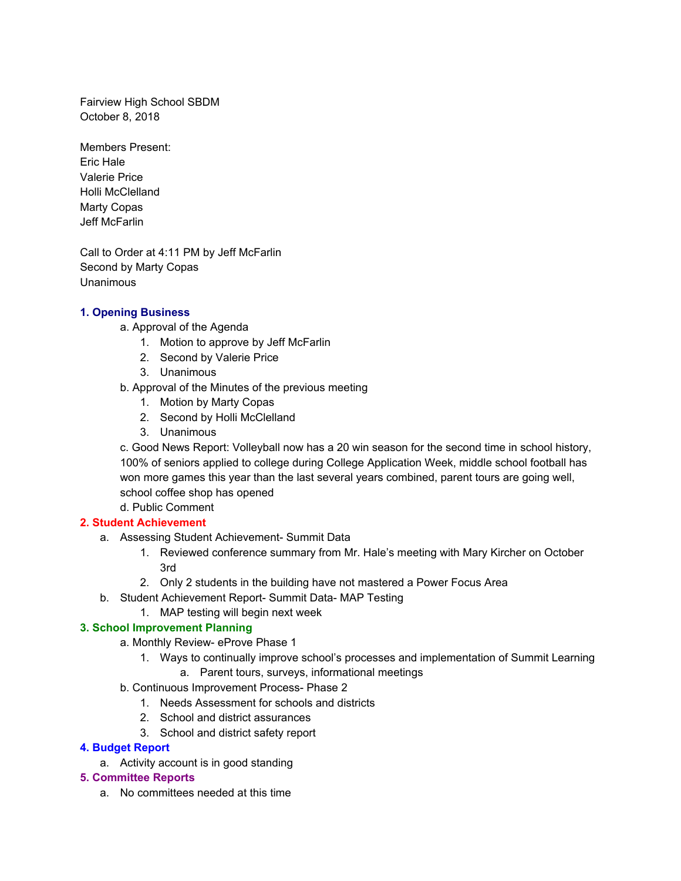Fairview High School SBDM
October 8, 2018

Members Present:
Eric Hale
Valerie Price
Holli McClelland
Marty Copas
Jeff McFarlin

Call to Order at 4:11 PM by Jeff McFarlin
Second by Marty Copas
Unanimous

### 1. Opening Business

- a. Approval of the Agenda
  1. Motion to approve by Jeff McFarlin
  2. Second by Valerie Price
  3. Unanimous
- b. Approval of the Minutes of the previous meeting
  1. Motion by Marty Copas
  2. Second by Holli McClelland
  3. Unanimous
- c. Good News Report: Volleyball now has a 20 win season for the second time in school history, 100% of seniors applied to college during College Application Week, middle school football has won more games this year than the last several years combined, parent tours are going well, school coffee shop has opened
- d. Public Comment

### 2. Student Achievement

- a. Assessing Student Achievement- Summit Data
  1. Reviewed conference summary from Mr. Hale's meeting with Mary Kircher on October 3rd
  2. Only 2 students in the building have not mastered a Power Focus Area
- b. Student Achievement Report- Summit Data- MAP Testing
  1. MAP testing will begin next week

### 3. School Improvement Planning

- a. Monthly Review- eProve Phase 1
  1. Ways to continually improve school's processes and implementation of Summit Learning
     - a. Parent tours, surveys, informational meetings
- b. Continuous Improvement Process- Phase 2
  1. Needs Assessment for schools and districts
  2. School and district assurances
  3. School and district safety report

### 4. Budget Report

- a. Activity account is in good standing

### 5. Committee Reports

- a. No committees needed at this time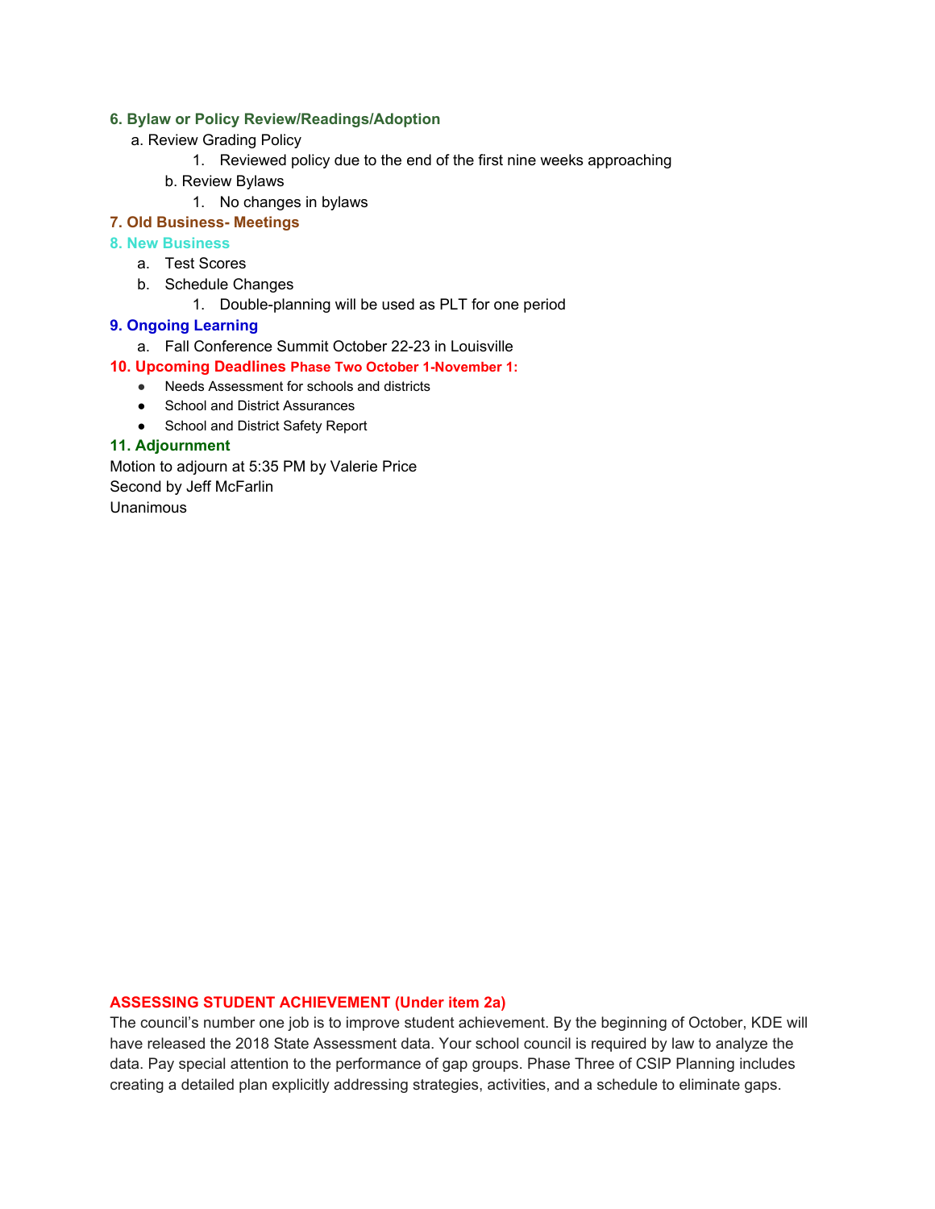**6. Bylaw or Policy Review/Readings/Adoption**

a. Review Grading Policy
   1. Reviewed policy due to the end of the first nine weeks approaching

b. Review Bylaws
   1. No changes in bylaws

**7. Old Business- Meetings**

**8. New Business**

a. Test Scores

b. Schedule Changes
   1. Double-planning will be used as PLT for one period

**9. Ongoing Learning**

a. Fall Conference Summit October 22-23 in Louisville

**10. Upcoming Deadlines Phase Two October 1-November 1:**

- Needs Assessment for schools and districts
- School and District Assurances
- School and District Safety Report

**11. Adjournment**

Motion to adjourn at 5:35 PM by Valerie Price
Second by Jeff McFarlin
Unanimous

**ASSESSING STUDENT ACHIEVEMENT (Under item 2a)**

The council's number one job is to improve student achievement. By the beginning of October, KDE will have released the 2018 State Assessment data. Your school council is required by law to analyze the data. Pay special attention to the performance of gap groups. Phase Three of CSIP Planning includes creating a detailed plan explicitly addressing strategies, activities, and a schedule to eliminate gaps.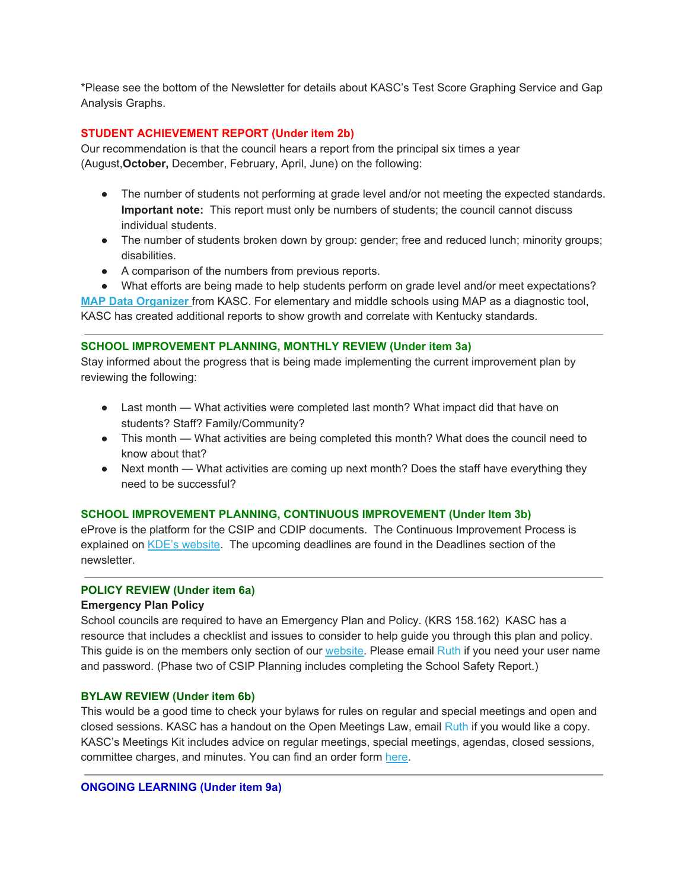*Please see the bottom of the Newsletter for details about KASC's Test Score Graphing Service and Gap Analysis Graphs.

**STUDENT ACHIEVEMENT REPORT (Under item 2b)**

Our recommendation is that the council hears a report from the principal six times a year (August, **October,** December, February, April, June) on the following:

- The number of students not performing at grade level and/or not meeting the expected standards. **Important note:** This report must only be numbers of students; the council cannot discuss individual students.
- The number of students broken down by group: gender; free and reduced lunch; minority groups; disabilities.
- A comparison of the numbers from previous reports.
- What efforts are being made to help students perform on grade level and/or meet expectations?

**MAP Data Organizer** from KASC. For elementary and middle schools using MAP as a diagnostic tool, KASC has created additional reports to show growth and correlate with Kentucky standards.

---

**SCHOOL IMPROVEMENT PLANNING, MONTHLY REVIEW (Under item 3a)**

Stay informed about the progress that is being made implementing the current improvement plan by reviewing the following:

- Last month — What activities were completed last month? What impact did that have on students? Staff? Family/Community?
- This month — What activities are being completed this month? What does the council need to know about that?
- Next month — What activities are coming up next month? Does the staff have everything they need to be successful?

**SCHOOL IMPROVEMENT PLANNING, CONTINUOUS IMPROVEMENT (Under Item 3b)**

eProve is the platform for the CSIP and CDIP documents. The Continuous Improvement Process is explained on KDE's website. The upcoming deadlines are found in the Deadlines section of the newsletter.

---

**POLICY REVIEW (Under item 6a)**

**Emergency Plan Policy**

School councils are required to have an Emergency Plan and Policy. (KRS 158.162) KASC has a resource that includes a checklist and issues to consider to help guide you through this plan and policy. This guide is on the members only section of our website. Please email Ruth if you need your user name and password. (Phase two of CSIP Planning includes completing the School Safety Report.)

**BYLAW REVIEW (Under item 6b)**

This would be a good time to check your bylaws for rules on regular and special meetings and open and closed sessions. KASC has a handout on the Open Meetings Law, email Ruth if you would like a copy. KASC's Meetings Kit includes advice on regular meetings, special meetings, agendas, closed sessions, committee charges, and minutes. You can find an order form here.

---

**ONGOING LEARNING (Under item 9a)**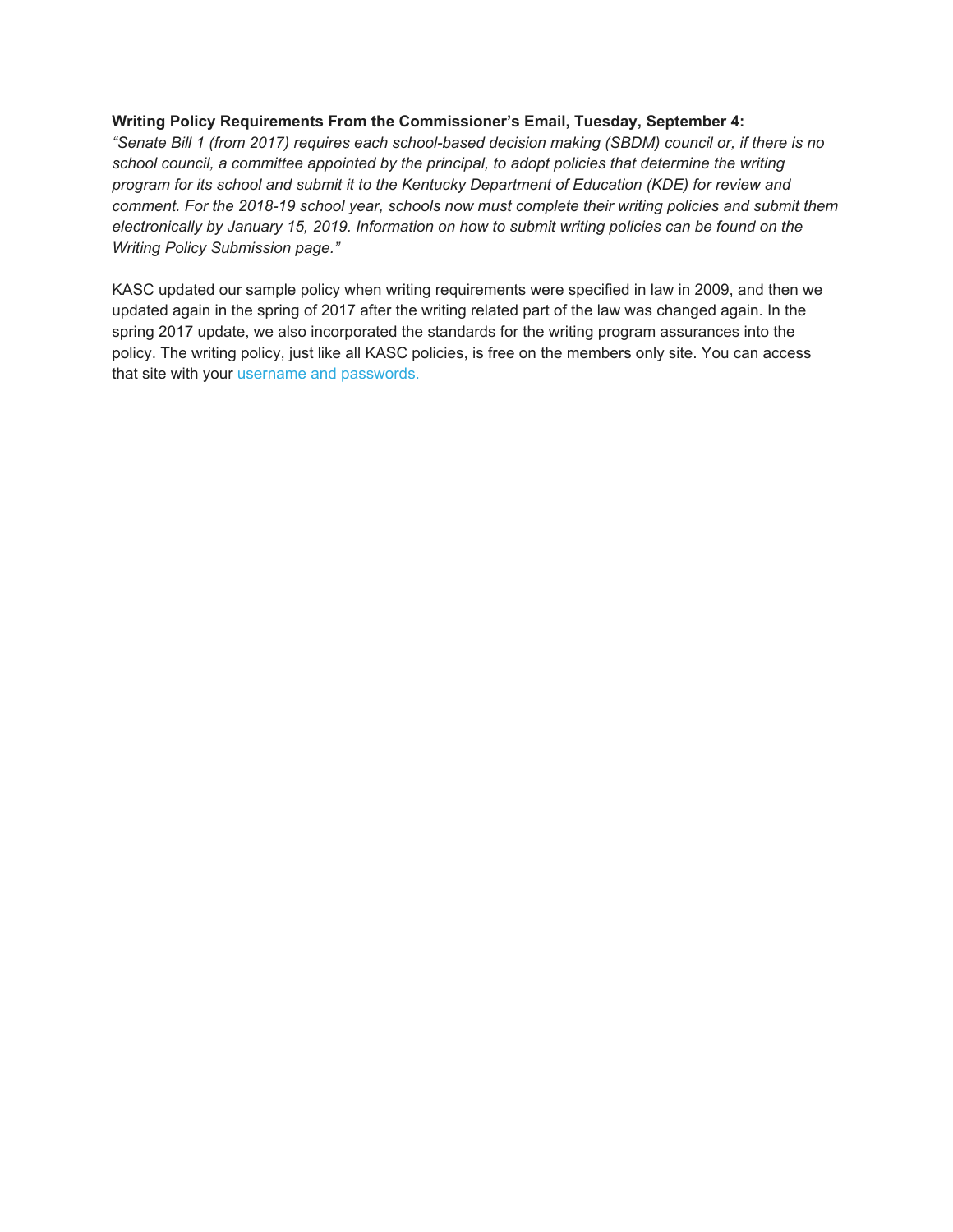**Writing Policy Requirements From the Commissioner's Email, Tuesday, September 4:**

*"Senate Bill 1 (from 2017) requires each school-based decision making (SBDM) council or, if there is no school council, a committee appointed by the principal, to adopt policies that determine the writing program for its school and submit it to the Kentucky Department of Education (KDE) for review and comment. For the 2018-19 school year, schools now must complete their writing policies and submit them electronically by January 15, 2019. Information on how to submit writing policies can be found on the Writing Policy Submission page."*

KASC updated our sample policy when writing requirements were specified in law in 2009, and then we updated again in the spring of 2017 after the writing related part of the law was changed again. In the spring 2017 update, we also incorporated the standards for the writing program assurances into the policy. The writing policy, just like all KASC policies, is free on the members only site. You can access that site with your username and passwords.